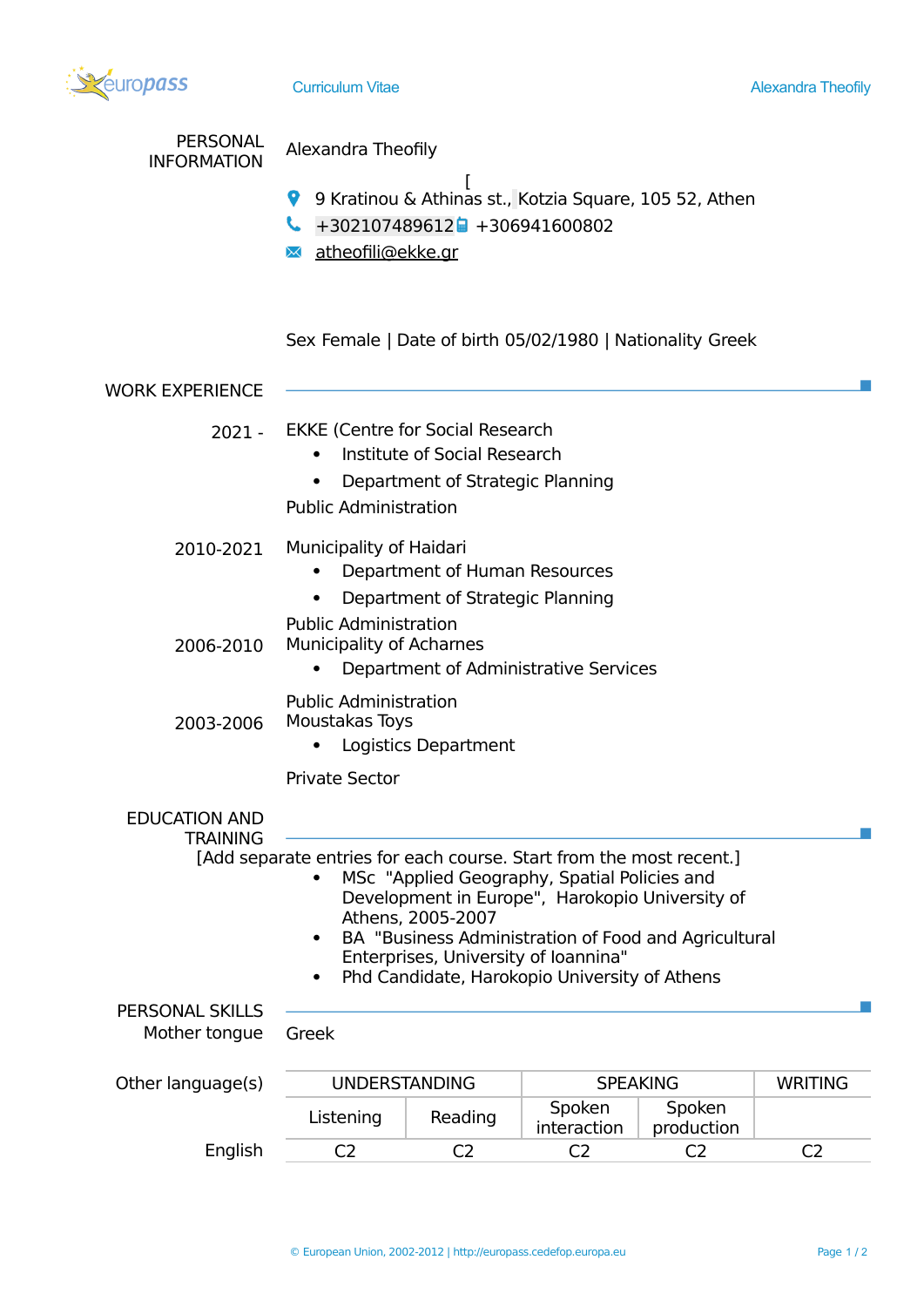## PERSONAL INFORMATION

Alexandra Theofily

[

9 Kratinou & Athinas st., Kotzia Square, 105 52, Athen

+302107489612 +306941600802

atheofili@ekke.gr

Sex Female | Date of birth 05/02/1980 | Nationality Greek

## WORK EXPERIENCE

**2021 -**

EKKE (Centre for Social Research

- Institute of Social Research
- Department of Strategic Planning

Public Administration

**2010-2021**

Municipality of Haidari

- Department of Human Resources
- Department of Strategic Planning

Public Administration

**2006-2010**

Municipality of Acharnes

- Department of Administrative Services

Public Administration

**2003-2006**

Moustakas Toys

- Logistics Department

Private Sector

## EDUCATION AND TRAINING

[Add separate entries for each course. Start from the most recent.]

- MSc "Applied Geography, Spatial Policies and Development in Europe", Harokopio University of Athens, 2005-2007
- BA "Business Administration of Food and Agricultural Enterprises, University of Ioannina"
- Phd Candidate, Harokopio University of Athens

## PERSONAL SKILLS

Mother tongue: Greek

Other language(s)

| | UNDERSTANDING | | SPEAKING | | WRITING |
|---|---|---|---|---|---|
| | Listening | Reading | Spoken interaction | Spoken production | |
| English | C2 | C2 | C2 | C2 | C2 |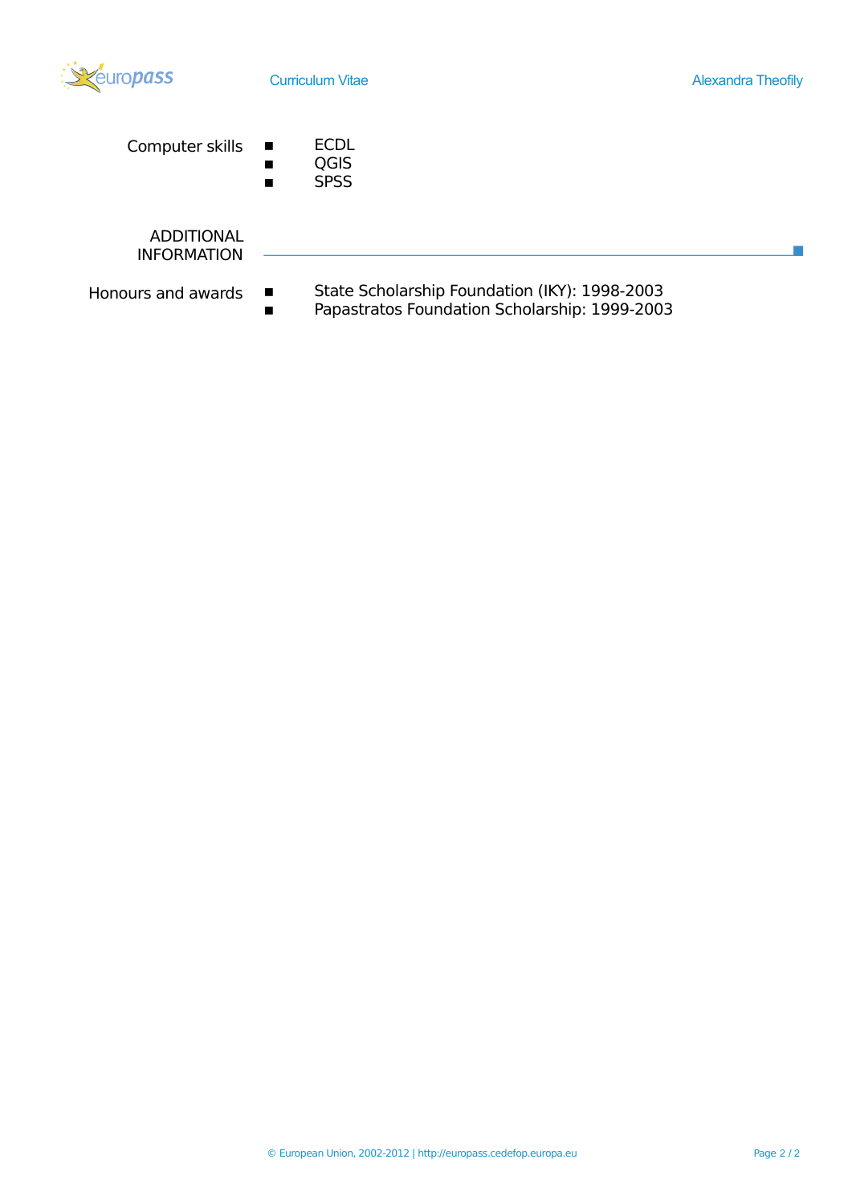**Computer skills**

- ECDL
- QGIS
- SPSS

## ADDITIONAL INFORMATION

**Honours and awards**

- State Scholarship Foundation (IKY): 1998-2003
- Papastratos Foundation Scholarship: 1999-2003